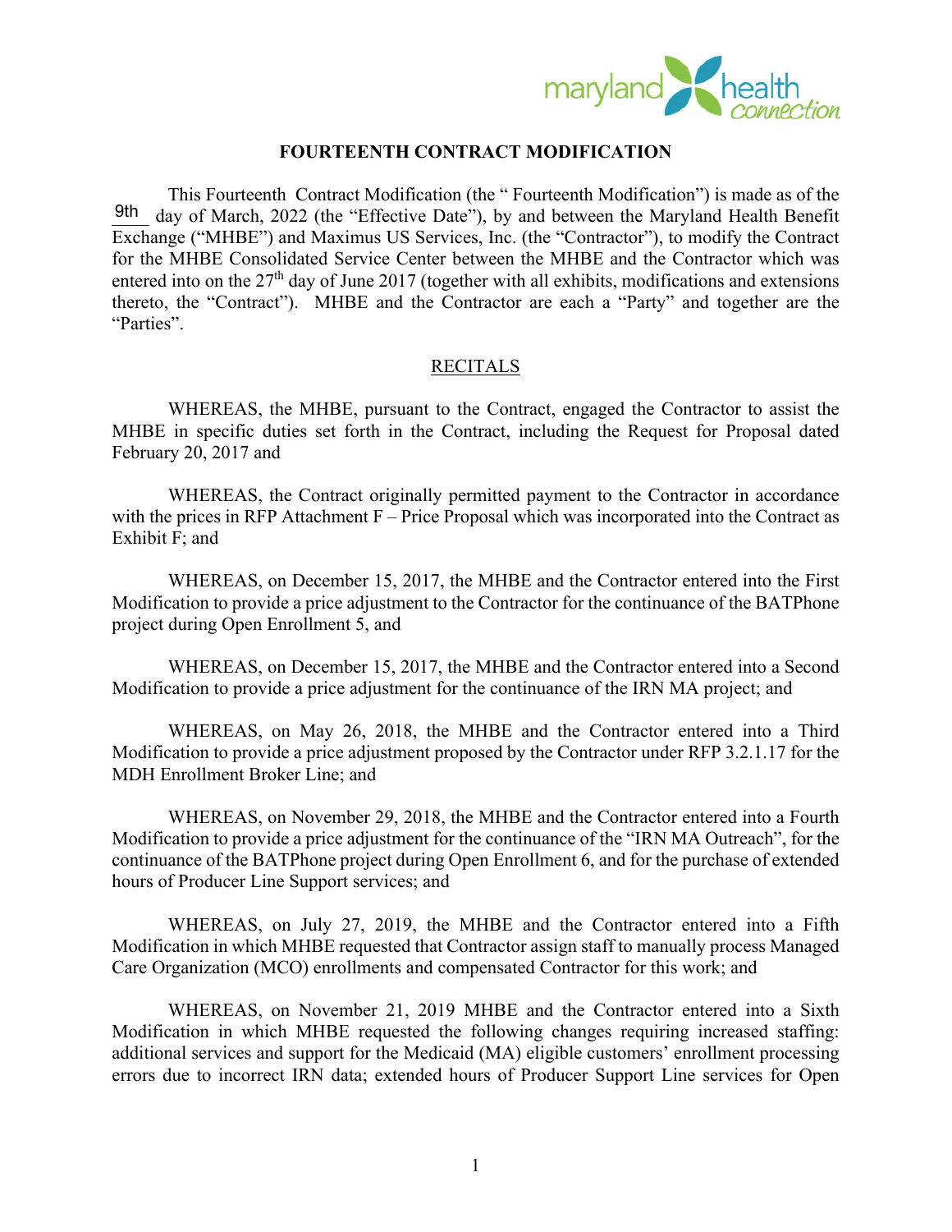# FOURTEENTH CONTRACT MODIFICATION

This Fourteenth Contract Modification (the " Fourteenth Modification") is made as of the 9th day of March, 2022 (the "Effective Date"), by and between the Maryland Health Benefit Exchange ("MHBE") and Maximus US Services, Inc. (the "Contractor"), to modify the Contract for the MHBE Consolidated Service Center between the MHBE and the Contractor which was entered into on the 27th day of June 2017 (together with all exhibits, modifications and extensions thereto, the "Contract"). MHBE and the Contractor are each a "Party" and together are the "Parties".

## RECITALS

WHEREAS, the MHBE, pursuant to the Contract, engaged the Contractor to assist the MHBE in specific duties set forth in the Contract, including the Request for Proposal dated February 20, 2017 and

WHEREAS, the Contract originally permitted payment to the Contractor in accordance with the prices in RFP Attachment F – Price Proposal which was incorporated into the Contract as Exhibit F; and

WHEREAS, on December 15, 2017, the MHBE and the Contractor entered into the First Modification to provide a price adjustment to the Contractor for the continuance of the BATPhone project during Open Enrollment 5, and

WHEREAS, on December 15, 2017, the MHBE and the Contractor entered into a Second Modification to provide a price adjustment for the continuance of the IRN MA project; and

WHEREAS, on May 26, 2018, the MHBE and the Contractor entered into a Third Modification to provide a price adjustment proposed by the Contractor under RFP 3.2.1.17 for the MDH Enrollment Broker Line; and

WHEREAS, on November 29, 2018, the MHBE and the Contractor entered into a Fourth Modification to provide a price adjustment for the continuance of the "IRN MA Outreach", for the continuance of the BATPhone project during Open Enrollment 6, and for the purchase of extended hours of Producer Line Support services; and

WHEREAS, on July 27, 2019, the MHBE and the Contractor entered into a Fifth Modification in which MHBE requested that Contractor assign staff to manually process Managed Care Organization (MCO) enrollments and compensated Contractor for this work; and

WHEREAS, on November 21, 2019 MHBE and the Contractor entered into a Sixth Modification in which MHBE requested the following changes requiring increased staffing: additional services and support for the Medicaid (MA) eligible customers' enrollment processing errors due to incorrect IRN data; extended hours of Producer Support Line services for Open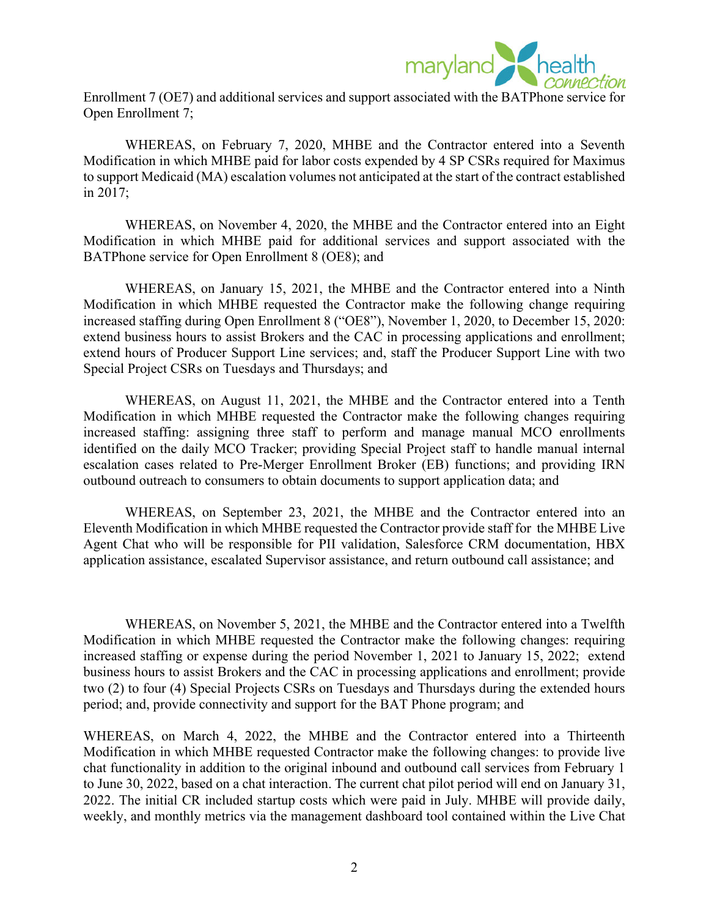Enrollment 7 (OE7) and additional services and support associated with the BATPhone service for Open Enrollment 7;

WHEREAS, on February 7, 2020, MHBE and the Contractor entered into a Seventh Modification in which MHBE paid for labor costs expended by 4 SP CSRs required for Maximus to support Medicaid (MA) escalation volumes not anticipated at the start of the contract established in 2017;

WHEREAS, on November 4, 2020, the MHBE and the Contractor entered into an Eight Modification in which MHBE paid for additional services and support associated with the BATPhone service for Open Enrollment 8 (OE8); and

WHEREAS, on January 15, 2021, the MHBE and the Contractor entered into a Ninth Modification in which MHBE requested the Contractor make the following change requiring increased staffing during Open Enrollment 8 ("OE8"), November 1, 2020, to December 15, 2020: extend business hours to assist Brokers and the CAC in processing applications and enrollment; extend hours of Producer Support Line services; and, staff the Producer Support Line with two Special Project CSRs on Tuesdays and Thursdays; and

WHEREAS, on August 11, 2021, the MHBE and the Contractor entered into a Tenth Modification in which MHBE requested the Contractor make the following changes requiring increased staffing: assigning three staff to perform and manage manual MCO enrollments identified on the daily MCO Tracker; providing Special Project staff to handle manual internal escalation cases related to Pre-Merger Enrollment Broker (EB) functions; and providing IRN outbound outreach to consumers to obtain documents to support application data; and

WHEREAS, on September 23, 2021, the MHBE and the Contractor entered into an Eleventh Modification in which MHBE requested the Contractor provide staff for the MHBE Live Agent Chat who will be responsible for PII validation, Salesforce CRM documentation, HBX application assistance, escalated Supervisor assistance, and return outbound call assistance; and

WHEREAS, on November 5, 2021, the MHBE and the Contractor entered into a Twelfth Modification in which MHBE requested the Contractor make the following changes: requiring increased staffing or expense during the period November 1, 2021 to January 15, 2022; extend business hours to assist Brokers and the CAC in processing applications and enrollment; provide two (2) to four (4) Special Projects CSRs on Tuesdays and Thursdays during the extended hours period; and, provide connectivity and support for the BAT Phone program; and

WHEREAS, on March 4, 2022, the MHBE and the Contractor entered into a Thirteenth Modification in which MHBE requested Contractor make the following changes: to provide live chat functionality in addition to the original inbound and outbound call services from February 1 to June 30, 2022, based on a chat interaction. The current chat pilot period will end on January 31, 2022. The initial CR included startup costs which were paid in July. MHBE will provide daily, weekly, and monthly metrics via the management dashboard tool contained within the Live Chat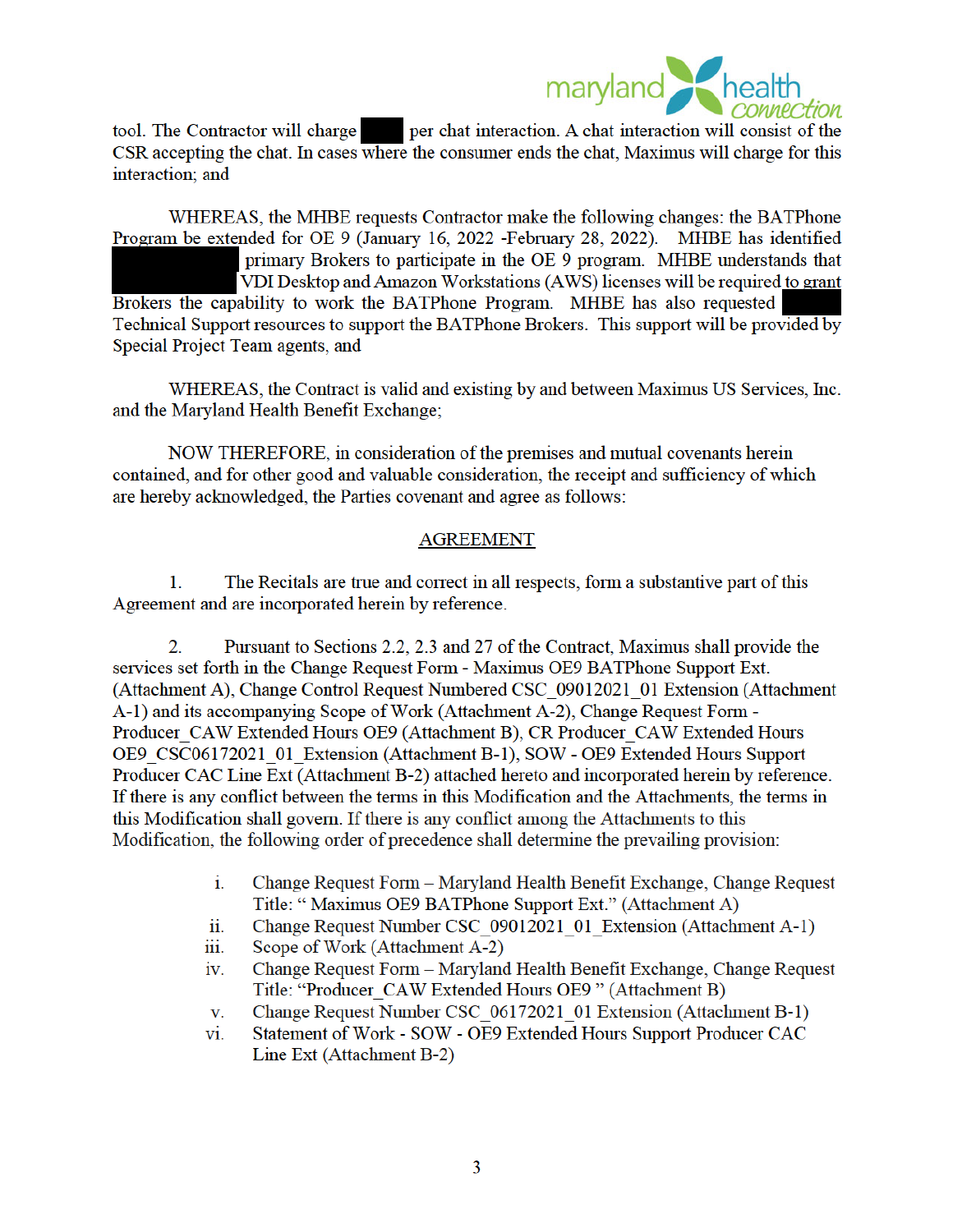tool. The Contractor will charge ████ per chat interaction. A chat interaction will consist of the CSR accepting the chat. In cases where the consumer ends the chat, Maximus will charge for this interaction; and

WHEREAS, the MHBE requests Contractor make the following changes: the BATPhone Program be extended for OE 9 (January 16, 2022 -February 28, 2022). MHBE has identified ████████ primary Brokers to participate in the OE 9 program. MHBE understands that ████████ VDI Desktop and Amazon Workstations (AWS) licenses will be required to grant Brokers the capability to work the BATPhone Program. MHBE has also requested ████ Technical Support resources to support the BATPhone Brokers. This support will be provided by Special Project Team agents, and

WHEREAS, the Contract is valid and existing by and between Maximus US Services, Inc. and the Maryland Health Benefit Exchange;

NOW THEREFORE, in consideration of the premises and mutual covenants herein contained, and for other good and valuable consideration, the receipt and sufficiency of which are hereby acknowledged, the Parties covenant and agree as follows:

## AGREEMENT

1. The Recitals are true and correct in all respects, form a substantive part of this Agreement and are incorporated herein by reference.

2. Pursuant to Sections 2.2, 2.3 and 27 of the Contract, Maximus shall provide the services set forth in the Change Request Form - Maximus OE9 BATPhone Support Ext. (Attachment A), Change Control Request Numbered CSC_09012021_01 Extension (Attachment A-1) and its accompanying Scope of Work (Attachment A-2), Change Request Form - Producer_CAW Extended Hours OE9 (Attachment B), CR Producer_CAW Extended Hours OE9_CSC06172021_01_Extension (Attachment B-1), SOW - OE9 Extended Hours Support Producer CAC Line Ext (Attachment B-2) attached hereto and incorporated herein by reference. If there is any conflict between the terms in this Modification and the Attachments, the terms in this Modification shall govern. If there is any conflict among the Attachments to this Modification, the following order of precedence shall determine the prevailing provision:

i. Change Request Form – Maryland Health Benefit Exchange, Change Request Title: " Maximus OE9 BATPhone Support Ext." (Attachment A)
ii. Change Request Number CSC_09012021_01_Extension (Attachment A-1)
iii. Scope of Work (Attachment A-2)
iv. Change Request Form – Maryland Health Benefit Exchange, Change Request Title: "Producer_CAW Extended Hours OE9 " (Attachment B)
v. Change Request Number CSC_06172021_01 Extension (Attachment B-1)
vi. Statement of Work - SOW - OE9 Extended Hours Support Producer CAC Line Ext (Attachment B-2)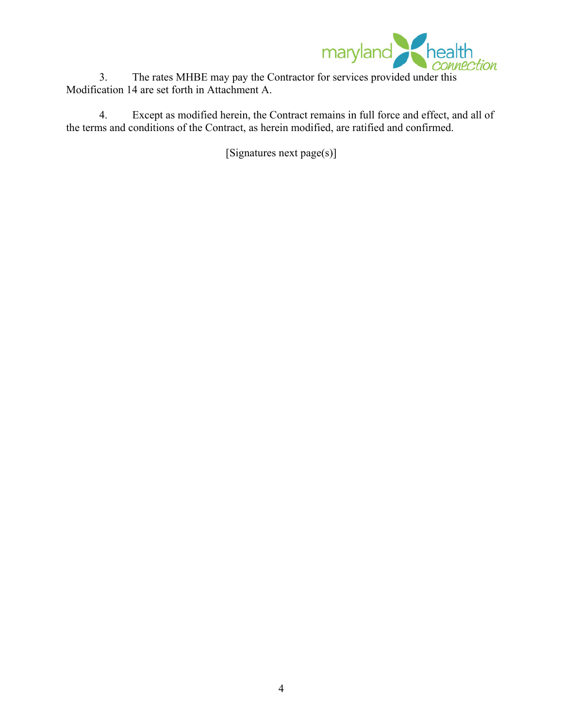3. The rates MHBE may pay the Contractor for services provided under this Modification 14 are set forth in Attachment A.

4. Except as modified herein, the Contract remains in full force and effect, and all of the terms and conditions of the Contract, as herein modified, are ratified and confirmed.

[Signatures next page(s)]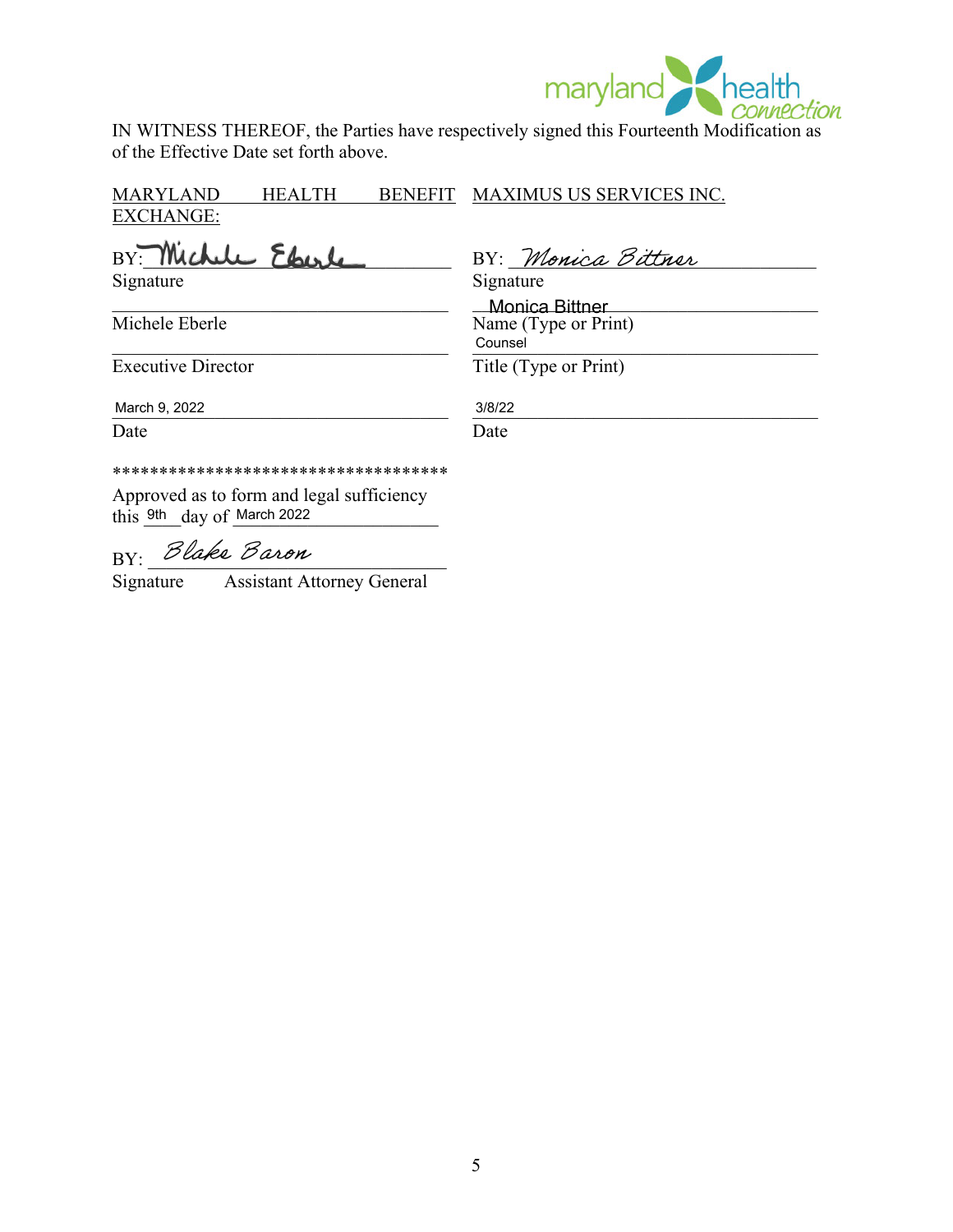IN WITNESS THEREOF, the Parties have respectively signed this Fourteenth Modification as of the Effective Date set forth above.

| MARYLAND HEALTH BENEFIT EXCHANGE: | MAXIMUS US SERVICES INC. |
| --- | --- |
| BY: Michele Eberle | BY: Monica Bittner |
| Signature | Signature |
| Michele Eberle | Monica Bittner<br>Name (Type or Print) |
| Executive Director | Counsel<br>Title (Type or Print) |
| March 9, 2022<br>Date | 3/8/22<br>Date |

***********************************

Approved as to form and legal sufficiency this 9th day of March 2022

BY: Blake Baron

Signature Assistant Attorney General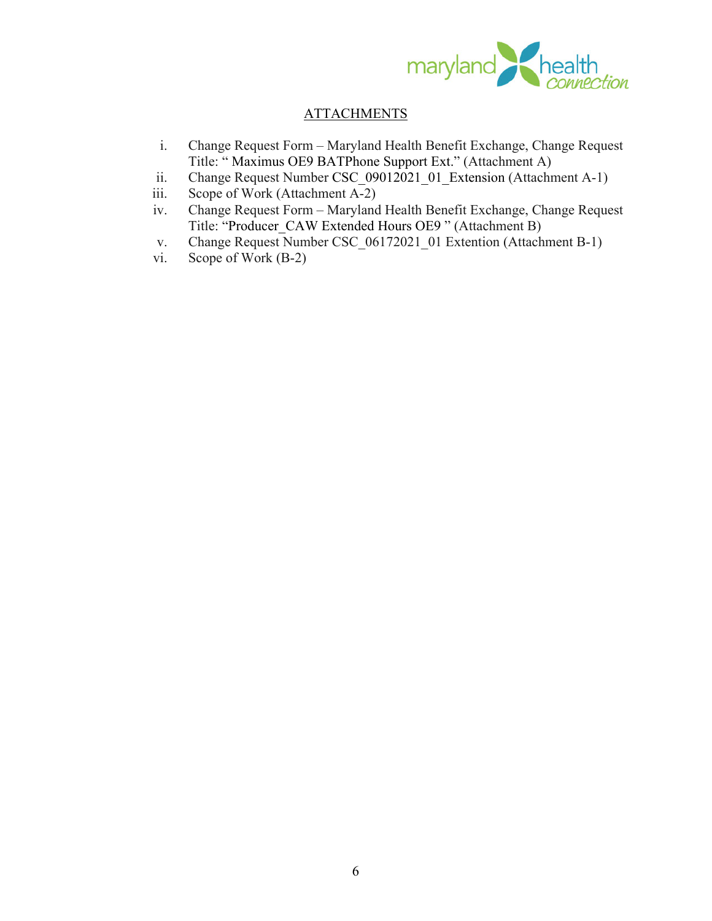## ATTACHMENTS

i. Change Request Form – Maryland Health Benefit Exchange, Change Request Title: " Maximus OE9 BATPhone Support Ext." (Attachment A)

ii. Change Request Number CSC_09012021_01_Extension (Attachment A-1)

iii. Scope of Work (Attachment A-2)

iv. Change Request Form – Maryland Health Benefit Exchange, Change Request Title: "Producer_CAW Extended Hours OE9 " (Attachment B)

v. Change Request Number CSC_06172021_01 Extention (Attachment B-1)

vi. Scope of Work (B-2)